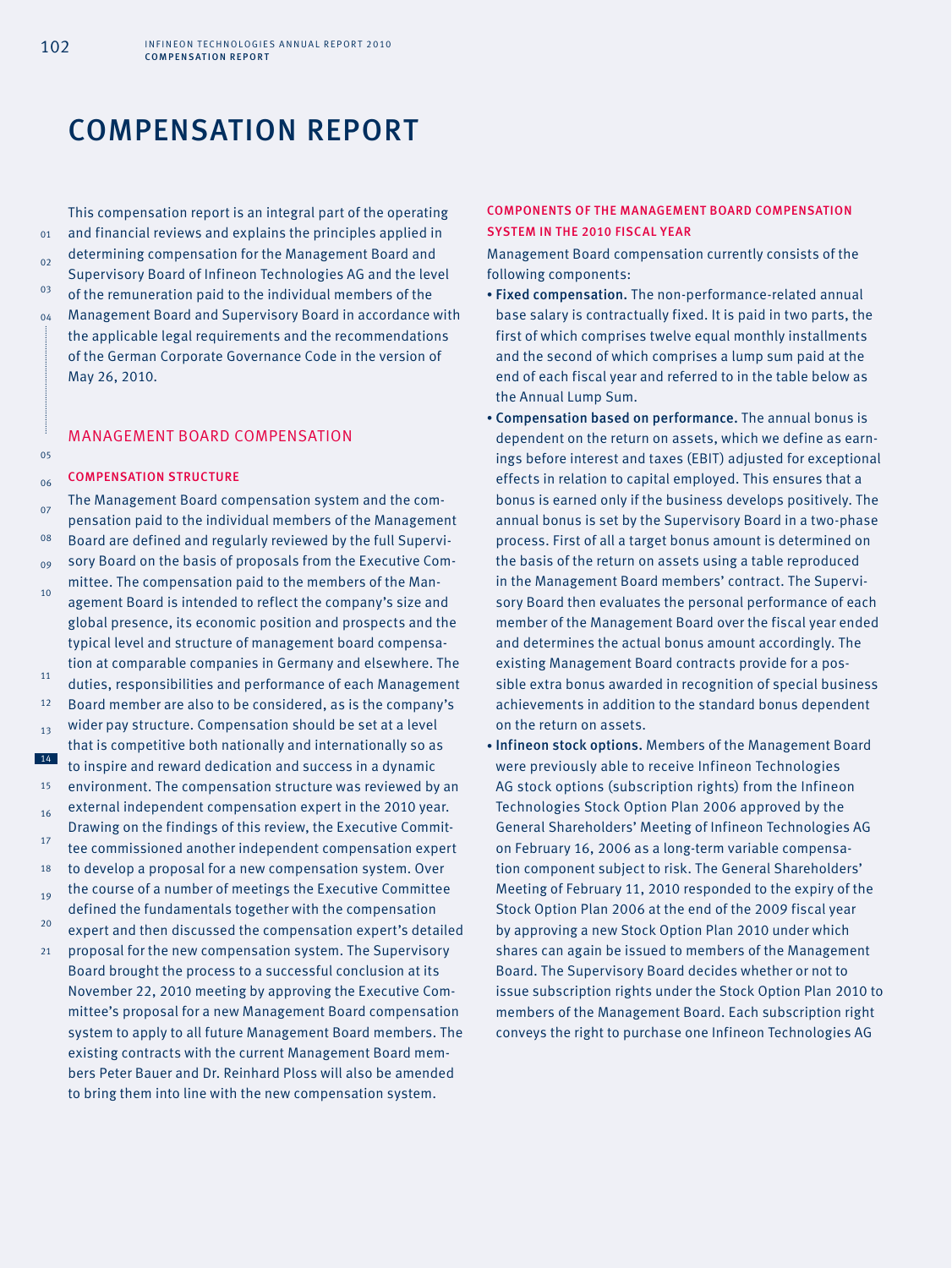# COMPENSATION REPORT

This compensation report is an integral part of the operating and financial reviews and explains the principles applied in determining compensation for the Management Board and Supervisory Board of Infineon Technologies AG and the level of the remuneration paid to the individual members of the Management Board and Supervisory Board in accordance with the applicable legal requirements and the recommendations of the German Corporate Governance Code in the version of May 26, 2010.

## MANAGEMENT BOARD COMPENSATION

### COMPENSATION STRUCTURE

The Management Board compensation system and the compensation paid to the individual members of the Management Board are defined and regularly reviewed by the full Supervisory Board on the basis of proposals from the Executive Committee. The compensation paid to the members of the Management Board is intended to reflect the company's size and global presence, its economic position and prospects and the typical level and structure of management board compensation at comparable companies in Germany and elsewhere. The duties, responsibilities and performance of each Management Board member are also to be considered, as is the company's wider pay structure. Compensation should be set at a level that is competitive both nationally and internationally so as to inspire and reward dedication and success in a dynamic environment. The compensation structure was reviewed by an external independent compensation expert in the 2010 year. Drawing on the findings of this review, the Executive Committee commissioned another independent compensation expert to develop a proposal for a new compensation system. Over the course of a number of meetings the Executive Committee defined the fundamentals together with the compensation expert and then discussed the compensation expert's detailed proposal for the new compensation system. The Supervisory Board brought the process to a successful conclusion at its November 22, 2010 meeting by approving the Executive Committee's proposal for a new Management Board compensation system to apply to all future Management Board members. The existing contracts with the current Management Board members Peter Bauer and Dr. Reinhard Ploss will also be amended to bring them into line with the new compensation system.

### COMPONENTS OF THE MANAGEMENT BOARD COMPENSATION SYSTEM IN THE 2010 FISCAL YEAR

Management Board compensation currently consists of the following components:

- **Fixed compensation.** The non-performance-related annual base salary is contractually fixed. It is paid in two parts, the first of which comprises twelve equal monthly installments and the second of which comprises a lump sum paid at the end of each fiscal year and referred to in the table below as the Annual Lump Sum.
- **Compensation based on performance.** The annual bonus is dependent on the return on assets, which we define as earnings before interest and taxes (EBIT) adjusted for exceptional effects in relation to capital employed. This ensures that a bonus is earned only if the business develops positively. The annual bonus is set by the Supervisory Board in a two-phase process. First of all a target bonus amount is determined on the basis of the return on assets using a table reproduced in the Management Board members' contract. The Supervisory Board then evaluates the personal performance of each member of the Management Board over the fiscal year ended and determines the actual bonus amount accordingly. The existing Management Board contracts provide for a possible extra bonus awarded in recognition of special business achievements in addition to the standard bonus dependent on the return on assets.
- **Infineon stock options.** Members of the Management Board were previously able to receive Infineon Technologies AG stock options (subscription rights) from the Infineon Technologies Stock Option Plan 2006 approved by the General Shareholders' Meeting of Infineon Technologies AG on February 16, 2006 as a long-term variable compensation component subject to risk. The General Shareholders' Meeting of February 11, 2010 responded to the expiry of the Stock Option Plan 2006 at the end of the 2009 fiscal year by approving a new Stock Option Plan 2010 under which shares can again be issued to members of the Management Board. The Supervisory Board decides whether or not to issue subscription rights under the Stock Option Plan 2010 to members of the Management Board. Each subscription right conveys the right to purchase one Infineon Technologies AG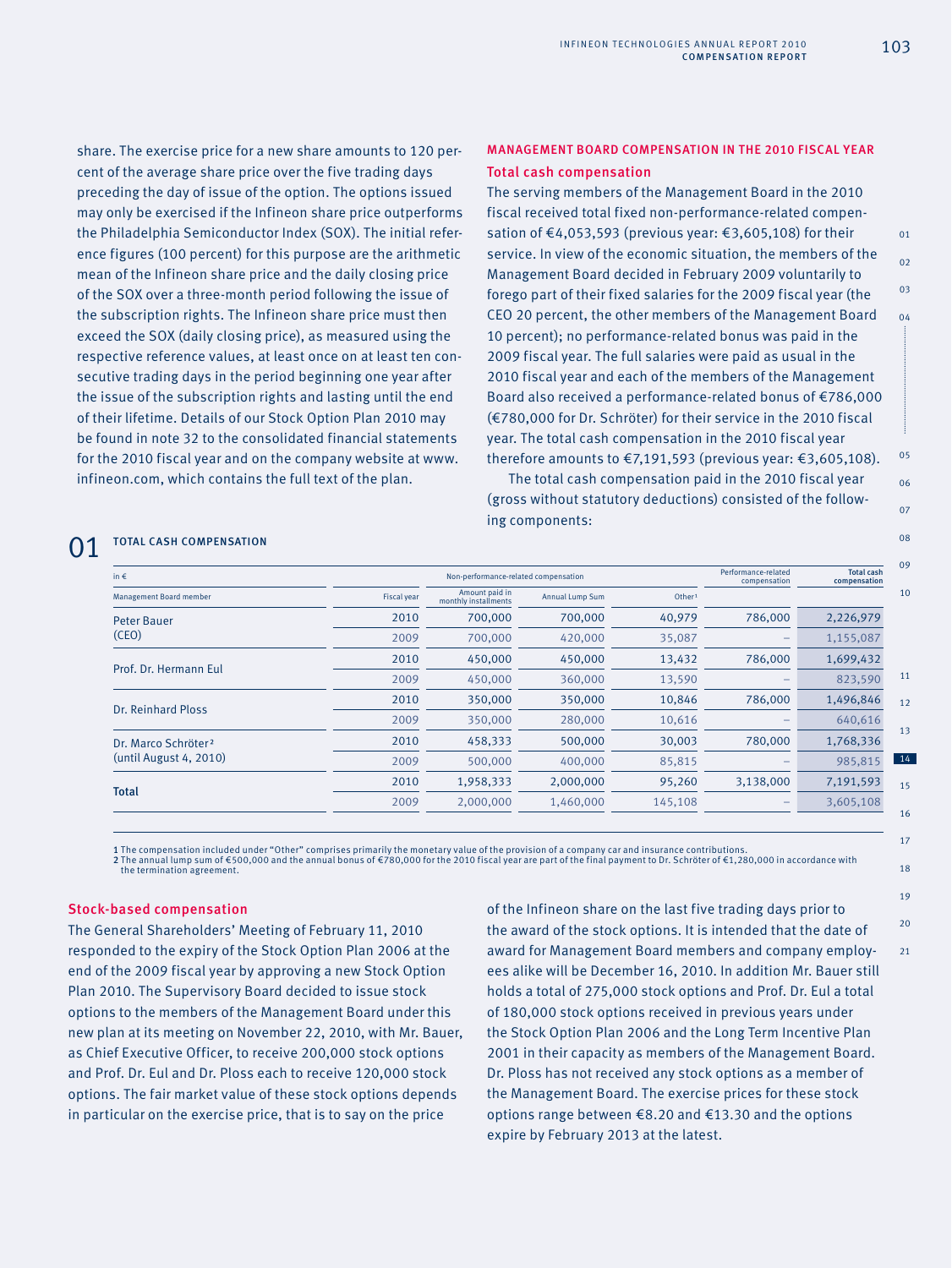share. The exercise price for a new share amounts to 120 percent of the average share price over the five trading days preceding the day of issue of the option. The options issued may only be exercised if the Infineon share price outperforms the Philadelphia Semiconductor Index (SOX). The initial reference figures (100 percent) for this purpose are the arithmetic mean of the Infineon share price and the daily closing price of the SOX over a three-month period following the issue of the subscription rights. The Infineon share price must then exceed the SOX (daily closing price), as measured using the respective reference values, at least once on at least ten consecutive trading days in the period beginning one year after the issue of the subscription rights and lasting until the end of their lifetime. Details of our Stock Option Plan 2010 may be found in note 32 to the consolidated financial statements for the 2010 fiscal year and on the company website at www.infineon.com, which contains the full text of the plan.

## MANAGEMENT BOARD COMPENSATION IN THE 2010 FISCAL YEAR

### Total cash compensation

The serving members of the Management Board in the 2010 fiscal received total fixed non-performance-related compensation of €4,053,593 (previous year: €3,605,108) for their service. In view of the economic situation, the members of the Management Board decided in February 2009 voluntarily to forego part of their fixed salaries for the 2009 fiscal year (the CEO 20 percent, the other members of the Management Board 10 percent); no performance-related bonus was paid in the 2009 fiscal year. The full salaries were paid as usual in the 2010 fiscal year and each of the members of the Management Board also received a performance-related bonus of €786,000 (€780,000 for Dr. Schröter) for their service in the 2010 fiscal year. The total cash compensation in the 2010 fiscal year therefore amounts to €7,191,593 (previous year: €3,605,108).

The total cash compensation paid in the 2010 fiscal year (gross without statutory deductions) consisted of the following components:

**01 TOTAL CASH COMPENSATION**

| in € | | Non-performance-related compensation | | | Performance-related compensation | Total cash compensation |
|---|---|---|---|---|---|---|
| Management Board member | Fiscal year | Amount paid in monthly installments | Annual Lump Sum | Other[1] | | |
| Peter Bauer (CEO) | 2010 | 700,000 | 700,000 | 40,979 | 786,000 | 2,226,979 |
| | 2009 | 700,000 | 420,000 | 35,087 | – | 1,155,087 |
| Prof. Dr. Hermann Eul | 2010 | 450,000 | 450,000 | 13,432 | 786,000 | 1,699,432 |
| | 2009 | 450,000 | 360,000 | 13,590 | – | 823,590 |
| Dr. Reinhard Ploss | 2010 | 350,000 | 350,000 | 10,846 | 786,000 | 1,496,846 |
| | 2009 | 350,000 | 280,000 | 10,616 | – | 640,616 |
| Dr. Marco Schröter[2] (until August 4, 2010) | 2010 | 458,333 | 500,000 | 30,003 | 780,000 | 1,768,336 |
| | 2009 | 500,000 | 400,000 | 85,815 | – | 985,815 |
| **Total** | 2010 | 1,958,333 | 2,000,000 | 95,260 | 3,138,000 | 7,191,593 |
| | 2009 | 2,000,000 | 1,460,000 | 145,108 | – | 3,605,108 |

1 The compensation included under "Other" comprises primarily the monetary value of the provision of a company car and insurance contributions.
2 The annual lump sum of €500,000 and the annual bonus of €780,000 for the 2010 fiscal year are part of the final payment to Dr. Schröter of €1,280,000 in accordance with the termination agreement.

### Stock-based compensation

The General Shareholders' Meeting of February 11, 2010 responded to the expiry of the Stock Option Plan 2006 at the end of the 2009 fiscal year by approving a new Stock Option Plan 2010. The Supervisory Board decided to issue stock options to the members of the Management Board under this new plan at its meeting on November 22, 2010, with Mr. Bauer, as Chief Executive Officer, to receive 200,000 stock options and Prof. Dr. Eul and Dr. Ploss each to receive 120,000 stock options. The fair market value of these stock options depends in particular on the exercise price, that is to say on the price of the Infineon share on the last five trading days prior to the award of the stock options. It is intended that the date of award for Management Board members and company employees alike will be December 16, 2010. In addition Mr. Bauer still holds a total of 275,000 stock options and Prof. Dr. Eul a total of 180,000 stock options received in previous years under the Stock Option Plan 2006 and the Long Term Incentive Plan 2001 in their capacity as members of the Management Board. Dr. Ploss has not received any stock options as a member of the Management Board. The exercise prices for these stock options range between €8.20 and €13.30 and the options expire by February 2013 at the latest.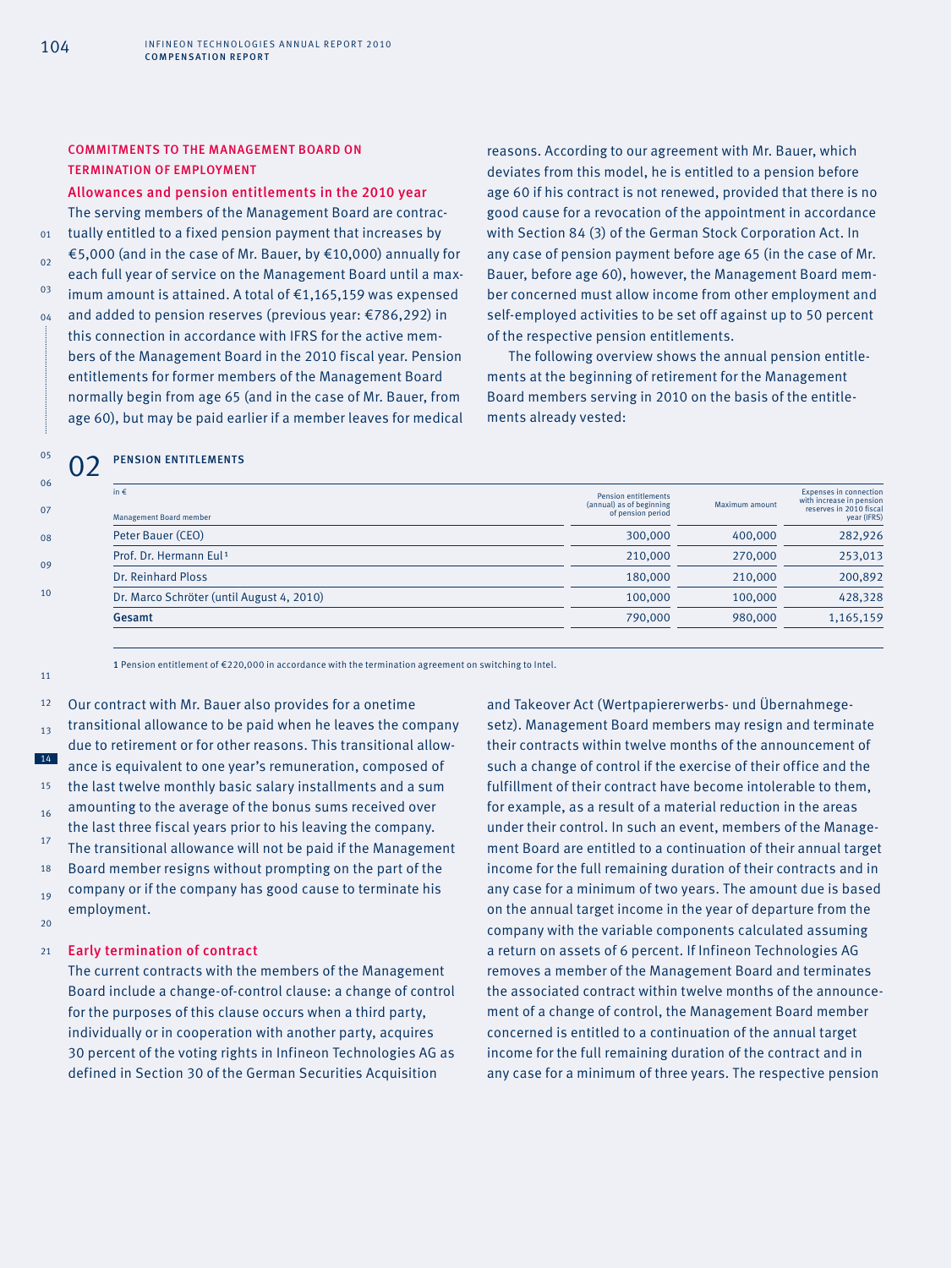## COMMITMENTS TO THE MANAGEMENT BOARD ON TERMINATION OF EMPLOYMENT

### Allowances and pension entitlements in the 2010 year

The serving members of the Management Board are contractually entitled to a fixed pension payment that increases by €5,000 (and in the case of Mr. Bauer, by €10,000) annually for each full year of service on the Management Board until a maximum amount is attained. A total of €1,165,159 was expensed and added to pension reserves (previous year: €786,292) in this connection in accordance with IFRS for the active members of the Management Board in the 2010 fiscal year. Pension entitlements for former members of the Management Board normally begin from age 65 (and in the case of Mr. Bauer, from age 60), but may be paid earlier if a member leaves for medical reasons. According to our agreement with Mr. Bauer, which deviates from this model, he is entitled to a pension before age 60 if his contract is not renewed, provided that there is no good cause for a revocation of the appointment in accordance with Section 84 (3) of the German Stock Corporation Act. In any case of pension payment before age 65 (in the case of Mr. Bauer, before age 60), however, the Management Board member concerned must allow income from other employment and self-employed activities to be set off against up to 50 percent of the respective pension entitlements.

The following overview shows the annual pension entitlements at the beginning of retirement for the Management Board members serving in 2010 on the basis of the entitlements already vested:

### 02 PENSION ENTITLEMENTS

| in € <br> Management Board member | Pension entitlements (annual) as of beginning of pension period | Maximum amount | Expenses in connection with increase in pension reserves in 2010 fiscal year (IFRS) |
|---|---|---|---|
| Peter Bauer (CEO) | 300,000 | 400,000 | 282,926 |
| Prof. Dr. Hermann Eul[1] | 210,000 | 270,000 | 253,013 |
| Dr. Reinhard Ploss | 180,000 | 210,000 | 200,892 |
| Dr. Marco Schröter (until August 4, 2010) | 100,000 | 100,000 | 428,328 |
| **Gesamt** | 790,000 | 980,000 | 1,165,159 |

1 Pension entitlement of €220,000 in accordance with the termination agreement on switching to Intel.

Our contract with Mr. Bauer also provides for a onetime transitional allowance to be paid when he leaves the company due to retirement or for other reasons. This transitional allowance is equivalent to one year's remuneration, composed of the last twelve monthly basic salary installments and a sum amounting to the average of the bonus sums received over the last three fiscal years prior to his leaving the company. The transitional allowance will not be paid if the Management Board member resigns without prompting on the part of the company or if the company has good cause to terminate his employment.

### Early termination of contract

The current contracts with the members of the Management Board include a change-of-control clause: a change of control for the purposes of this clause occurs when a third party, individually or in cooperation with another party, acquires 30 percent of the voting rights in Infineon Technologies AG as defined in Section 30 of the German Securities Acquisition and Takeover Act (Wertpapiererwerbs- und Übernahmegesetz). Management Board members may resign and terminate their contracts within twelve months of the announcement of such a change of control if the exercise of their office and the fulfillment of their contract have become intolerable to them, for example, as a result of a material reduction in the areas under their control. In such an event, members of the Management Board are entitled to a continuation of their annual target income for the full remaining duration of their contracts and in any case for a minimum of two years. The amount due is based on the annual target income in the year of departure from the company with the variable components calculated assuming a return on assets of 6 percent. If Infineon Technologies AG removes a member of the Management Board and terminates the associated contract within twelve months of the announcement of a change of control, the Management Board member concerned is entitled to a continuation of the annual target income for the full remaining duration of the contract and in any case for a minimum of three years. The respective pension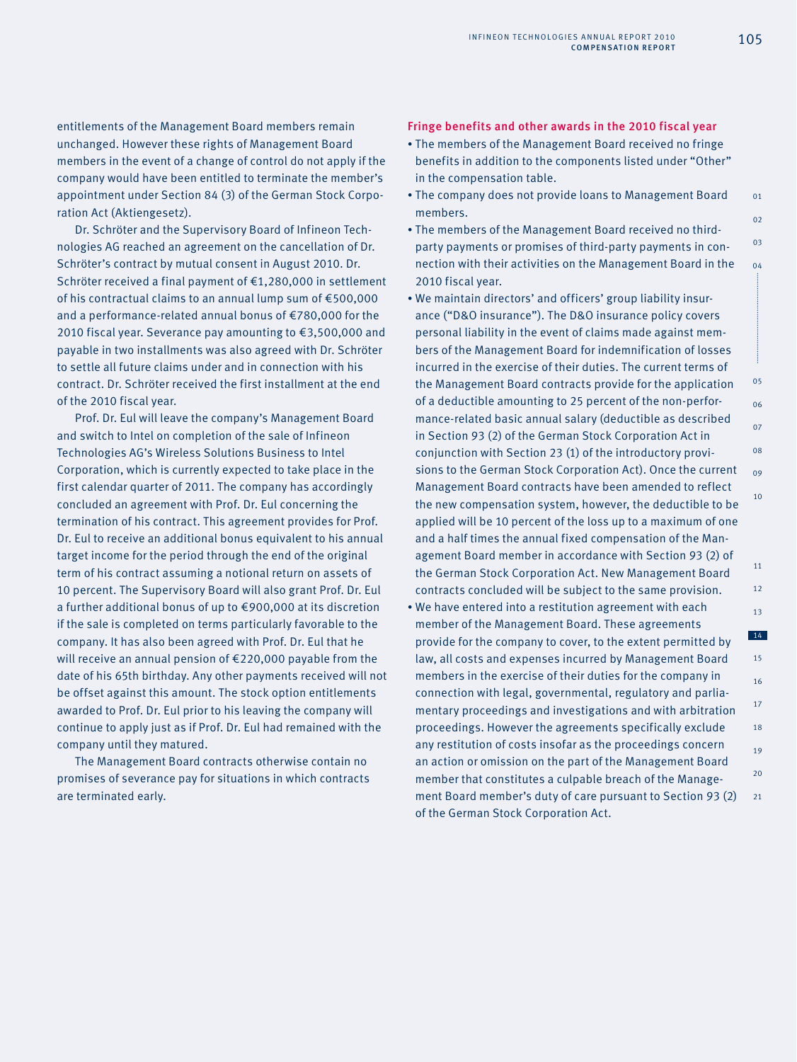entitlements of the Management Board members remain unchanged. However these rights of Management Board members in the event of a change of control do not apply if the company would have been entitled to terminate the member's appointment under Section 84 (3) of the German Stock Corporation Act (Aktiengesetz).

Dr. Schröter and the Supervisory Board of Infineon Technologies AG reached an agreement on the cancellation of Dr. Schröter's contract by mutual consent in August 2010. Dr. Schröter received a final payment of €1,280,000 in settlement of his contractual claims to an annual lump sum of €500,000 and a performance-related annual bonus of €780,000 for the 2010 fiscal year. Severance pay amounting to €3,500,000 and payable in two installments was also agreed with Dr. Schröter to settle all future claims under and in connection with his contract. Dr. Schröter received the first installment at the end of the 2010 fiscal year.

Prof. Dr. Eul will leave the company's Management Board and switch to Intel on completion of the sale of Infineon Technologies AG's Wireless Solutions Business to Intel Corporation, which is currently expected to take place in the first calendar quarter of 2011. The company has accordingly concluded an agreement with Prof. Dr. Eul concerning the termination of his contract. This agreement provides for Prof. Dr. Eul to receive an additional bonus equivalent to his annual target income for the period through the end of the original term of his contract assuming a notional return on assets of 10 percent. The Supervisory Board will also grant Prof. Dr. Eul a further additional bonus of up to €900,000 at its discretion if the sale is completed on terms particularly favorable to the company. It has also been agreed with Prof. Dr. Eul that he will receive an annual pension of €220,000 payable from the date of his 65th birthday. Any other payments received will not be offset against this amount. The stock option entitlements awarded to Prof. Dr. Eul prior to his leaving the company will continue to apply just as if Prof. Dr. Eul had remained with the company until they matured.

The Management Board contracts otherwise contain no promises of severance pay for situations in which contracts are terminated early.

### Fringe benefits and other awards in the 2010 fiscal year

- The members of the Management Board received no fringe benefits in addition to the components listed under "Other" in the compensation table.
- The company does not provide loans to Management Board members.
- The members of the Management Board received no third-party payments or promises of third-party payments in connection with their activities on the Management Board in the 2010 fiscal year.
- We maintain directors' and officers' group liability insurance ("D&O insurance"). The D&O insurance policy covers personal liability in the event of claims made against members of the Management Board for indemnification of losses incurred in the exercise of their duties. The current terms of the Management Board contracts provide for the application of a deductible amounting to 25 percent of the non-performance-related basic annual salary (deductible as described in Section 93 (2) of the German Stock Corporation Act in conjunction with Section 23 (1) of the introductory provisions to the German Stock Corporation Act). Once the current Management Board contracts have been amended to reflect the new compensation system, however, the deductible to be applied will be 10 percent of the loss up to a maximum of one and a half times the annual fixed compensation of the Management Board member in accordance with Section 93 (2) of the German Stock Corporation Act. New Management Board contracts concluded will be subject to the same provision.
- We have entered into a restitution agreement with each member of the Management Board. These agreements provide for the company to cover, to the extent permitted by law, all costs and expenses incurred by Management Board members in the exercise of their duties for the company in connection with legal, governmental, regulatory and parliamentary proceedings and investigations and with arbitration proceedings. However the agreements specifically exclude any restitution of costs insofar as the proceedings concern an action or omission on the part of the Management Board member that constitutes a culpable breach of the Management Board member's duty of care pursuant to Section 93 (2) of the German Stock Corporation Act.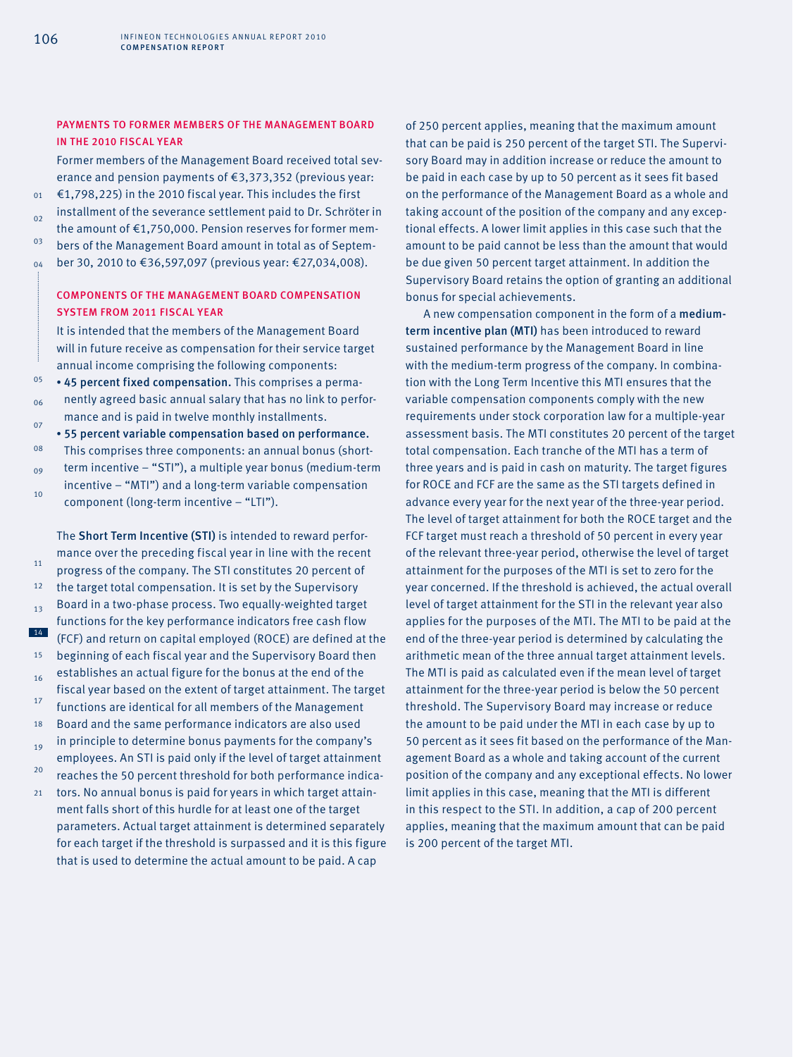## PAYMENTS TO FORMER MEMBERS OF THE MANAGEMENT BOARD IN THE 2010 FISCAL YEAR

Former members of the Management Board received total severance and pension payments of €3,373,352 (previous year: €1,798,225) in the 2010 fiscal year. This includes the first installment of the severance settlement paid to Dr. Schröter in the amount of €1,750,000. Pension reserves for former members of the Management Board amount in total as of September 30, 2010 to €36,597,097 (previous year: €27,034,008).

## COMPONENTS OF THE MANAGEMENT BOARD COMPENSATION SYSTEM FROM 2011 FISCAL YEAR

It is intended that the members of the Management Board will in future receive as compensation for their service target annual income comprising the following components:

- **45 percent fixed compensation.** This comprises a permanently agreed basic annual salary that has no link to performance and is paid in twelve monthly installments.
- **55 percent variable compensation based on performance.** This comprises three components: an annual bonus (short-term incentive – "STI"), a multiple year bonus (medium-term incentive – "MTI") and a long-term variable compensation component (long-term incentive – "LTI").

The **Short Term Incentive (STI)** is intended to reward performance over the preceding fiscal year in line with the recent progress of the company. The STI constitutes 20 percent of the target total compensation. It is set by the Supervisory Board in a two-phase process. Two equally-weighted target functions for the key performance indicators free cash flow (FCF) and return on capital employed (ROCE) are defined at the beginning of each fiscal year and the Supervisory Board then establishes an actual figure for the bonus at the end of the fiscal year based on the extent of target attainment. The target functions are identical for all members of the Management Board and the same performance indicators are also used in principle to determine bonus payments for the company's employees. An STI is paid only if the level of target attainment reaches the 50 percent threshold for both performance indicators. No annual bonus is paid for years in which target attainment falls short of this hurdle for at least one of the target parameters. Actual target attainment is determined separately for each target if the threshold is surpassed and it is this figure that is used to determine the actual amount to be paid. A cap of 250 percent applies, meaning that the maximum amount that can be paid is 250 percent of the target STI. The Supervisory Board may in addition increase or reduce the amount to be paid in each case by up to 50 percent as it sees fit based on the performance of the Management Board as a whole and taking account of the position of the company and any exceptional effects. A lower limit applies in this case such that the amount to be paid cannot be less than the amount that would be due given 50 percent target attainment. In addition the Supervisory Board retains the option of granting an additional bonus for special achievements.

A new compensation component in the form of a **medium-term incentive plan (MTI)** has been introduced to reward sustained performance by the Management Board in line with the medium-term progress of the company. In combination with the Long Term Incentive this MTI ensures that the variable compensation components comply with the new requirements under stock corporation law for a multiple-year assessment basis. The MTI constitutes 20 percent of the target total compensation. Each tranche of the MTI has a term of three years and is paid in cash on maturity. The target figures for ROCE and FCF are the same as the STI targets defined in advance every year for the next year of the three-year period. The level of target attainment for both the ROCE target and the FCF target must reach a threshold of 50 percent in every year of the relevant three-year period, otherwise the level of target attainment for the purposes of the MTI is set to zero for the year concerned. If the threshold is achieved, the actual overall level of target attainment for the STI in the relevant year also applies for the purposes of the MTI. The MTI to be paid at the end of the three-year period is determined by calculating the arithmetic mean of the three annual target attainment levels. The MTI is paid as calculated even if the mean level of target attainment for the three-year period is below the 50 percent threshold. The Supervisory Board may increase or reduce the amount to be paid under the MTI in each case by up to 50 percent as it sees fit based on the performance of the Management Board as a whole and taking account of the current position of the company and any exceptional effects. No lower limit applies in this case, meaning that the MTI is different in this respect to the STI. In addition, a cap of 200 percent applies, meaning that the maximum amount that can be paid is 200 percent of the target MTI.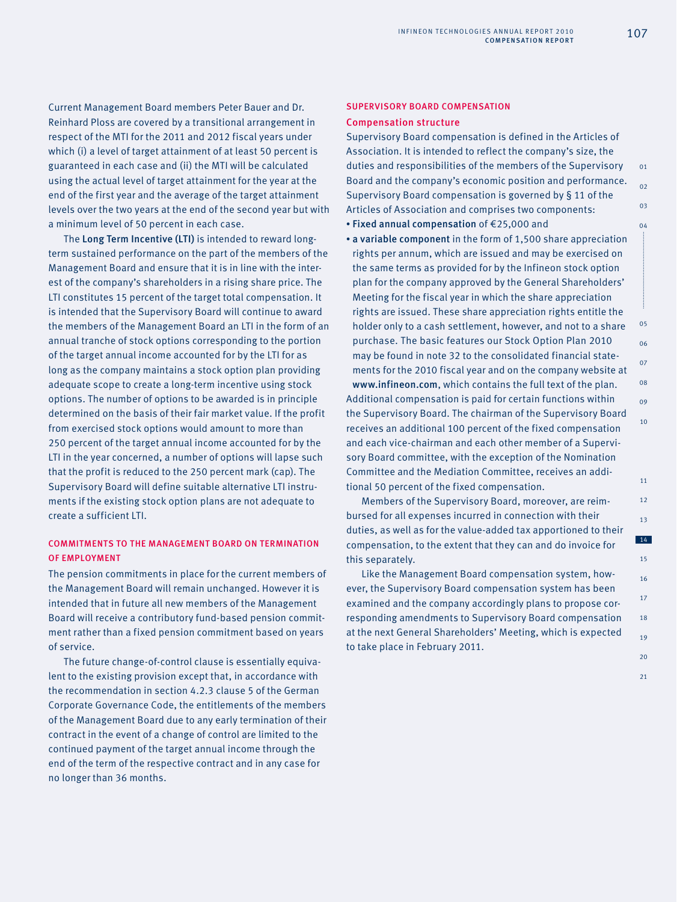Current Management Board members Peter Bauer and Dr. Reinhard Ploss are covered by a transitional arrangement in respect of the MTI for the 2011 and 2012 fiscal years under which (i) a level of target attainment of at least 50 percent is guaranteed in each case and (ii) the MTI will be calculated using the actual level of target attainment for the year at the end of the first year and the average of the target attainment levels over the two years at the end of the second year but with a minimum level of 50 percent in each case.

The **Long Term Incentive (LTI)** is intended to reward long-term sustained performance on the part of the members of the Management Board and ensure that it is in line with the interest of the company's shareholders in a rising share price. The LTI constitutes 15 percent of the target total compensation. It is intended that the Supervisory Board will continue to award the members of the Management Board an LTI in the form of an annual tranche of stock options corresponding to the portion of the target annual income accounted for by the LTI for as long as the company maintains a stock option plan providing adequate scope to create a long-term incentive using stock options. The number of options to be awarded is in principle determined on the basis of their fair market value. If the profit from exercised stock options would amount to more than 250 percent of the target annual income accounted for by the LTI in the year concerned, a number of options will lapse such that the profit is reduced to the 250 percent mark (cap). The Supervisory Board will define suitable alternative LTI instruments if the existing stock option plans are not adequate to create a sufficient LTI.

## COMMITMENTS TO THE MANAGEMENT BOARD ON TERMINATION OF EMPLOYMENT

The pension commitments in place for the current members of the Management Board will remain unchanged. However it is intended that in future all new members of the Management Board will receive a contributory fund-based pension commitment rather than a fixed pension commitment based on years of service.

The future change-of-control clause is essentially equivalent to the existing provision except that, in accordance with the recommendation in section 4.2.3 clause 5 of the German Corporate Governance Code, the entitlements of the members of the Management Board due to any early termination of their contract in the event of a change of control are limited to the continued payment of the target annual income through the end of the term of the respective contract and in any case for no longer than 36 months.

## SUPERVISORY BOARD COMPENSATION

### Compensation structure

Supervisory Board compensation is defined in the Articles of Association. It is intended to reflect the company's size, the duties and responsibilities of the members of the Supervisory Board and the company's economic position and performance. Supervisory Board compensation is governed by § 11 of the Articles of Association and comprises two components:

- **Fixed annual compensation** of €25,000 and
- **a variable component** in the form of 1,500 share appreciation rights per annum, which are issued and may be exercised on the same terms as provided for by the Infineon stock option plan for the company approved by the General Shareholders' Meeting for the fiscal year in which the share appreciation rights are issued. These share appreciation rights entitle the holder only to a cash settlement, however, and not to a share purchase. The basic features our Stock Option Plan 2010 may be found in note 32 to the consolidated financial statements for the 2010 fiscal year and on the company website at **www.infineon.com**, which contains the full text of the plan.

Additional compensation is paid for certain functions within the Supervisory Board. The chairman of the Supervisory Board receives an additional 100 percent of the fixed compensation and each vice-chairman and each other member of a Supervisory Board committee, with the exception of the Nomination Committee and the Mediation Committee, receives an additional 50 percent of the fixed compensation.

Members of the Supervisory Board, moreover, are reimbursed for all expenses incurred in connection with their duties, as well as for the value-added tax apportioned to their compensation, to the extent that they can and do invoice for this separately.

Like the Management Board compensation system, however, the Supervisory Board compensation system has been examined and the company accordingly plans to propose corresponding amendments to Supervisory Board compensation at the next General Shareholders' Meeting, which is expected to take place in February 2011.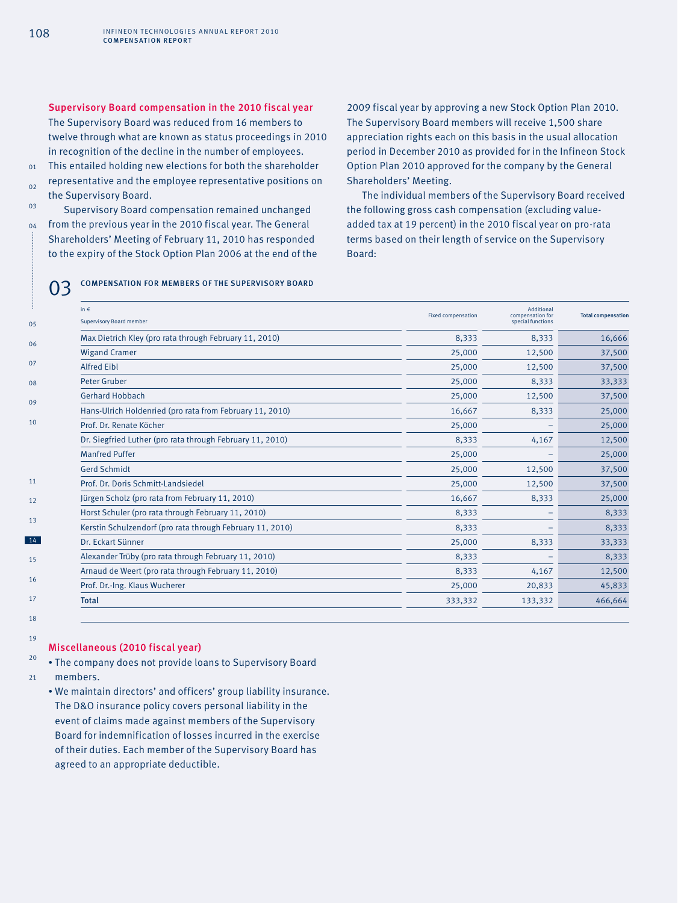## Supervisory Board compensation in the 2010 fiscal year

The Supervisory Board was reduced from 16 members to twelve through what are known as status proceedings in 2010 in recognition of the decline in the number of employees. This entailed holding new elections for both the shareholder representative and the employee representative positions on the Supervisory Board.

Supervisory Board compensation remained unchanged from the previous year in the 2010 fiscal year. The General Shareholders' Meeting of February 11, 2010 has responded to the expiry of the Stock Option Plan 2006 at the end of the 2009 fiscal year by approving a new Stock Option Plan 2010. The Supervisory Board members will receive 1,500 share appreciation rights each on this basis in the usual allocation period in December 2010 as provided for in the Infineon Stock Option Plan 2010 approved for the company by the General Shareholders' Meeting.

The individual members of the Supervisory Board received the following gross cash compensation (excluding value-added tax at 19 percent) in the 2010 fiscal year on pro-rata terms based on their length of service on the Supervisory Board:

### 03 COMPENSATION FOR MEMBERS OF THE SUPERVISORY BOARD

| in €<br>Supervisory Board member | Fixed compensation | Additional compensation for special functions | Total compensation |
|---|---|---|---|
| Max Dietrich Kley (pro rata through February 11, 2010) | 8,333 | 8,333 | 16,666 |
| Wigand Cramer | 25,000 | 12,500 | 37,500 |
| Alfred Eibl | 25,000 | 12,500 | 37,500 |
| Peter Gruber | 25,000 | 8,333 | 33,333 |
| Gerhard Hobbach | 25,000 | 12,500 | 37,500 |
| Hans-Ulrich Holdenried (pro rata from February 11, 2010) | 16,667 | 8,333 | 25,000 |
| Prof. Dr. Renate Köcher | 25,000 | – | 25,000 |
| Dr. Siegfried Luther (pro rata through February 11, 2010) | 8,333 | 4,167 | 12,500 |
| Manfred Puffer | 25,000 | – | 25,000 |
| Gerd Schmidt | 25,000 | 12,500 | 37,500 |
| Prof. Dr. Doris Schmitt-Landsiedel | 25,000 | 12,500 | 37,500 |
| Jürgen Scholz (pro rata from February 11, 2010) | 16,667 | 8,333 | 25,000 |
| Horst Schuler (pro rata through February 11, 2010) | 8,333 | – | 8,333 |
| Kerstin Schulzendorf (pro rata through February 11, 2010) | 8,333 | – | 8,333 |
| Dr. Eckart Sünner | 25,000 | 8,333 | 33,333 |
| Alexander Trüby (pro rata through February 11, 2010) | 8,333 | – | 8,333 |
| Arnaud de Weert (pro rata through February 11, 2010) | 8,333 | 4,167 | 12,500 |
| Prof. Dr.-Ing. Klaus Wucherer | 25,000 | 20,833 | 45,833 |
| **Total** | 333,332 | 133,332 | 466,664 |

## Miscellaneous (2010 fiscal year)

- The company does not provide loans to Supervisory Board members.
- We maintain directors' and officers' group liability insurance. The D&O insurance policy covers personal liability in the event of claims made against members of the Supervisory Board for indemnification of losses incurred in the exercise of their duties. Each member of the Supervisory Board has agreed to an appropriate deductible.